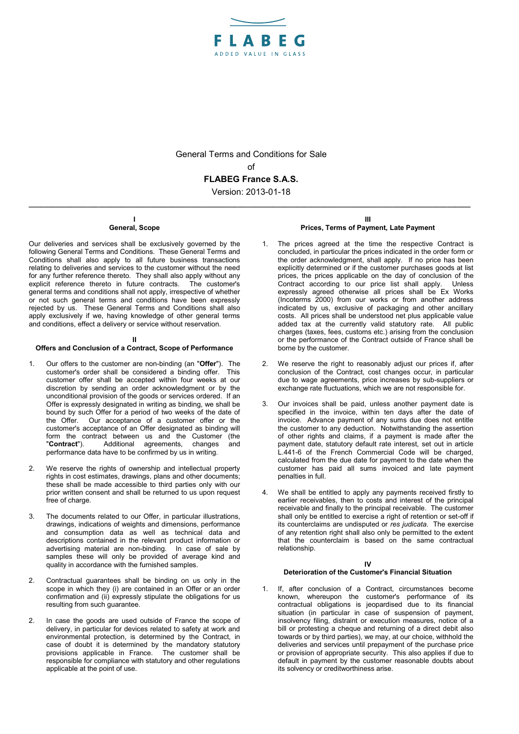FLABEG

ADDED VALUE IN GLASS

General Terms and Conditions for Sale

of

**FLABEG France S.A.S.**

Version: 2013-01-18

## I
## General, Scope

Our deliveries and services shall be exclusively governed by the following General Terms and Conditions. These General Terms and Conditions shall also apply to all future business transactions relating to deliveries and services to the customer without the need for any further reference thereto. They shall also apply without any explicit reference thereto in future contracts. The customer's general terms and conditions shall not apply, irrespective of whether or not such general terms and conditions have been expressly rejected by us. These General Terms and Conditions shall also apply exclusively if we, having knowledge of other general terms and conditions, effect a delivery or service without reservation.

## II
## Offers and Conclusion of a Contract, Scope of Performance

1. Our offers to the customer are non-binding (an "**Offer**"). The customer's order shall be considered a binding offer. This customer offer shall be accepted within four weeks at our discretion by sending an order acknowledgment or by the unconditional provision of the goods or services ordered. If an Offer is expressly designated in writing as binding, we shall be bound by such Offer for a period of two weeks of the date of the Offer. Our acceptance of a customer offer or the customer's acceptance of an Offer designated as binding will form the contract between us and the Customer (the "**Contract**"). Additional agreements, changes and performance data have to be confirmed by us in writing.

2. We reserve the rights of ownership and intellectual property rights in cost estimates, drawings, plans and other documents; these shall be made accessible to third parties only with our prior written consent and shall be returned to us upon request free of charge.

3. The documents related to our Offer, in particular illustrations, drawings, indications of weights and dimensions, performance and consumption data as well as technical data and descriptions contained in the relevant product information or advertising material are non-binding. In case of sale by samples these will only be provided of average kind and quality in accordance with the furnished samples.

2. Contractual guarantees shall be binding on us only in the scope in which they (i) are contained in an Offer or an order confirmation and (ii) expressly stipulate the obligations for us resulting from such guarantee.

2. In case the goods are used outside of France the scope of delivery, in particular for devices related to safety at work and environmental protection, is determined by the Contract, in case of doubt it is determined by the mandatory statutory provisions applicable in France. The customer shall be responsible for compliance with statutory and other regulations applicable at the point of use.

## III
## Prices, Terms of Payment, Late Payment

1. The prices agreed at the time the respective Contract is concluded, in particular the prices indicated in the order form or the order acknowledgment, shall apply. If no price has been explicitly determined or if the customer purchases goods at list prices, the prices applicable on the day of conclusion of the Contract according to our price list shall apply. Unless expressly agreed otherwise all prices shall be Ex Works (Incoterms 2000) from our works or from another address indicated by us, exclusive of packaging and other ancillary costs. All prices shall be understood net plus applicable value added tax at the currently valid statutory rate. All public charges (taxes, fees, customs etc.) arising from the conclusion or the performance of the Contract outside of France shall be borne by the customer.

2. We reserve the right to reasonably adjust our prices if, after conclusion of the Contract, cost changes occur, in particular due to wage agreements, price increases by sub-suppliers or exchange rate fluctuations, which we are not responsible for.

3. Our invoices shall be paid, unless another payment date is specified in the invoice, within ten days after the date of invoice. Advance payment of any sums due does not entitle the customer to any deduction. Notwithstanding the assertion of other rights and claims, if a payment is made after the payment date, statutory default rate interest, set out in article L.441-6 of the French Commercial Code will be charged, calculated from the due date for payment to the date when the customer has paid all sums invoiced and late payment penalties in full.

4. We shall be entitled to apply any payments received firstly to earlier receivables, then to costs and interest of the principal receivable and finally to the principal receivable. The customer shall only be entitled to exercise a right of retention or set-off if its counterclaims are undisputed or *res judicata*. The exercise of any retention right shall also only be permitted to the extent that the counterclaim is based on the same contractual relationship.

## IV
## Deterioration of the Customer's Financial Situation

1. If, after conclusion of a Contract, circumstances become known, whereupon the customer's performance of its contractual obligations is jeopardised due to its financial situation (in particular in case of suspension of payment, insolvency filing, distraint or execution measures, notice of a bill or protesting a cheque and returning of a direct debit also towards or by third parties), we may, at our choice, withhold the deliveries and services until prepayment of the purchase price or provision of appropriate security. This also applies if due to default in payment by the customer reasonable doubts about its solvency or creditworthiness arise.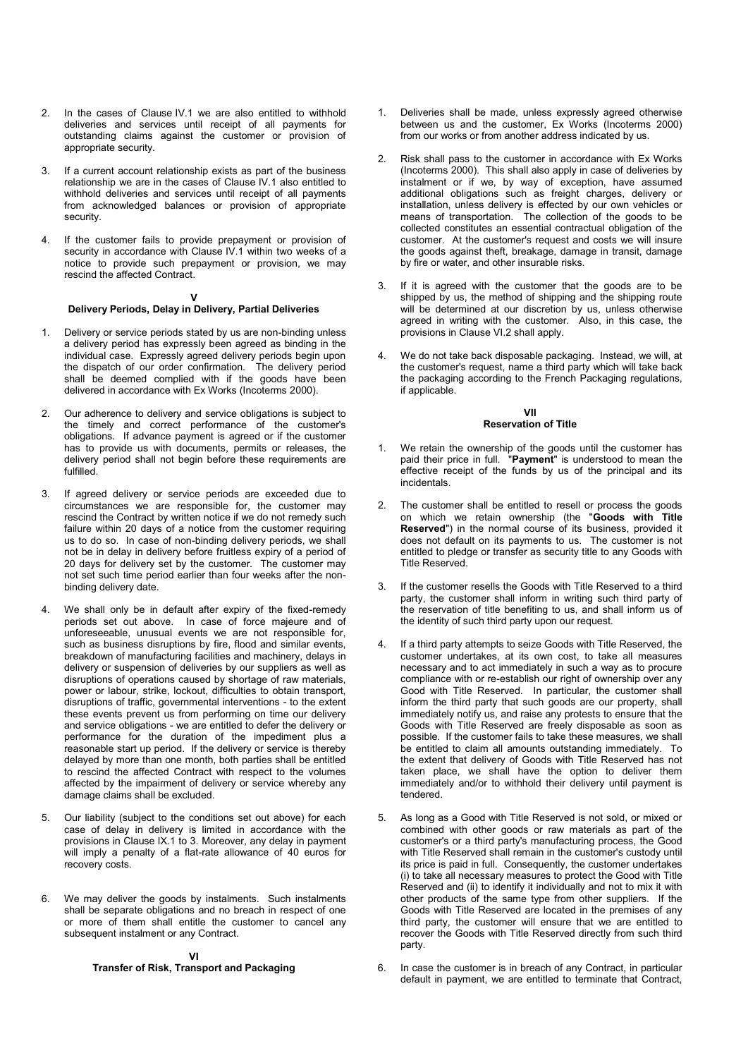2. In the cases of Clause IV.1 we are also entitled to withhold deliveries and services until receipt of all payments for outstanding claims against the customer or provision of appropriate security.

3. If a current account relationship exists as part of the business relationship we are in the cases of Clause IV.1 also entitled to withhold deliveries and services until receipt of all payments from acknowledged balances or provision of appropriate security.

4. If the customer fails to provide prepayment or provision of security in accordance with Clause IV.1 within two weeks of a notice to provide such prepayment or provision, we may rescind the affected Contract.

## V
## Delivery Periods, Delay in Delivery, Partial Deliveries

1. Delivery or service periods stated by us are non-binding unless a delivery period has expressly been agreed as binding in the individual case. Expressly agreed delivery periods begin upon the dispatch of our order confirmation. The delivery period shall be deemed complied with if the goods have been delivered in accordance with Ex Works (Incoterms 2000).

2. Our adherence to delivery and service obligations is subject to the timely and correct performance of the customer's obligations. If advance payment is agreed or if the customer has to provide us with documents, permits or releases, the delivery period shall not begin before these requirements are fulfilled.

3. If agreed delivery or service periods are exceeded due to circumstances we are responsible for, the customer may rescind the Contract by written notice if we do not remedy such failure within 20 days of a notice from the customer requiring us to do so. In case of non-binding delivery periods, we shall not be in delay in delivery before fruitless expiry of a period of 20 days for delivery set by the customer. The customer may not set such time period earlier than four weeks after the non-binding delivery date.

4. We shall only be in default after expiry of the fixed-remedy periods set out above. In case of force majeure and of unforeseeable, unusual events we are not responsible for, such as business disruptions by fire, flood and similar events, breakdown of manufacturing facilities and machinery, delays in delivery or suspension of deliveries by our suppliers as well as disruptions of operations caused by shortage of raw materials, power or labour, strike, lockout, difficulties to obtain transport, disruptions of traffic, governmental interventions - to the extent these events prevent us from performing on time our delivery and service obligations - we are entitled to defer the delivery or performance for the duration of the impediment plus a reasonable start up period. If the delivery or service is thereby delayed by more than one month, both parties shall be entitled to rescind the affected Contract with respect to the volumes affected by the impairment of delivery or service whereby any damage claims shall be excluded.

5. Our liability (subject to the conditions set out above) for each case of delay in delivery is limited in accordance with the provisions in Clause IX.1 to 3. Moreover, any delay in payment will imply a penalty of a flat-rate allowance of 40 euros for recovery costs.

6. We may deliver the goods by instalments. Such instalments shall be separate obligations and no breach in respect of one or more of them shall entitle the customer to cancel any subsequent instalment or any Contract.

## VI
## Transfer of Risk, Transport and Packaging

1. Deliveries shall be made, unless expressly agreed otherwise between us and the customer, Ex Works (Incoterms 2000) from our works or from another address indicated by us.

2. Risk shall pass to the customer in accordance with Ex Works (Incoterms 2000). This shall also apply in case of deliveries by instalment or if we, by way of exception, have assumed additional obligations such as freight charges, delivery or installation, unless delivery is effected by our own vehicles or means of transportation. The collection of the goods to be collected constitutes an essential contractual obligation of the customer. At the customer's request and costs we will insure the goods against theft, breakage, damage in transit, damage by fire or water, and other insurable risks.

3. If it is agreed with the customer that the goods are to be shipped by us, the method of shipping and the shipping route will be determined at our discretion by us, unless otherwise agreed in writing with the customer. Also, in this case, the provisions in Clause VI.2 shall apply.

4. We do not take back disposable packaging. Instead, we will, at the customer's request, name a third party which will take back the packaging according to the French Packaging regulations, if applicable.

## VII
## Reservation of Title

1. We retain the ownership of the goods until the customer has paid their price in full. "**Payment**" is understood to mean the effective receipt of the funds by us of the principal and its incidentals.

2. The customer shall be entitled to resell or process the goods on which we retain ownership (the "**Goods with Title Reserved**") in the normal course of its business, provided it does not default on its payments to us. The customer is not entitled to pledge or transfer as security title to any Goods with Title Reserved.

3. If the customer resells the Goods with Title Reserved to a third party, the customer shall inform in writing such third party of the reservation of title benefiting to us, and shall inform us of the identity of such third party upon our request.

4. If a third party attempts to seize Goods with Title Reserved, the customer undertakes, at its own cost, to take all measures necessary and to act immediately in such a way as to procure compliance with or re-establish our right of ownership over any Good with Title Reserved. In particular, the customer shall inform the third party that such goods are our property, shall immediately notify us, and raise any protests to ensure that the Goods with Title Reserved are freely disposable as soon as possible. If the customer fails to take these measures, we shall be entitled to claim all amounts outstanding immediately. To the extent that delivery of Goods with Title Reserved has not taken place, we shall have the option to deliver them immediately and/or to withhold their delivery until payment is tendered.

5. As long as a Good with Title Reserved is not sold, or mixed or combined with other goods or raw materials as part of the customer's or a third party's manufacturing process, the Good with Title Reserved shall remain in the customer's custody until its price is paid in full. Consequently, the customer undertakes (i) to take all necessary measures to protect the Good with Title Reserved and (ii) to identify it individually and not to mix it with other products of the same type from other suppliers. If the Goods with Title Reserved are located in the premises of any third party, the customer will ensure that we are entitled to recover the Goods with Title Reserved directly from such third party.

6. In case the customer is in breach of any Contract, in particular default in payment, we are entitled to terminate that Contract,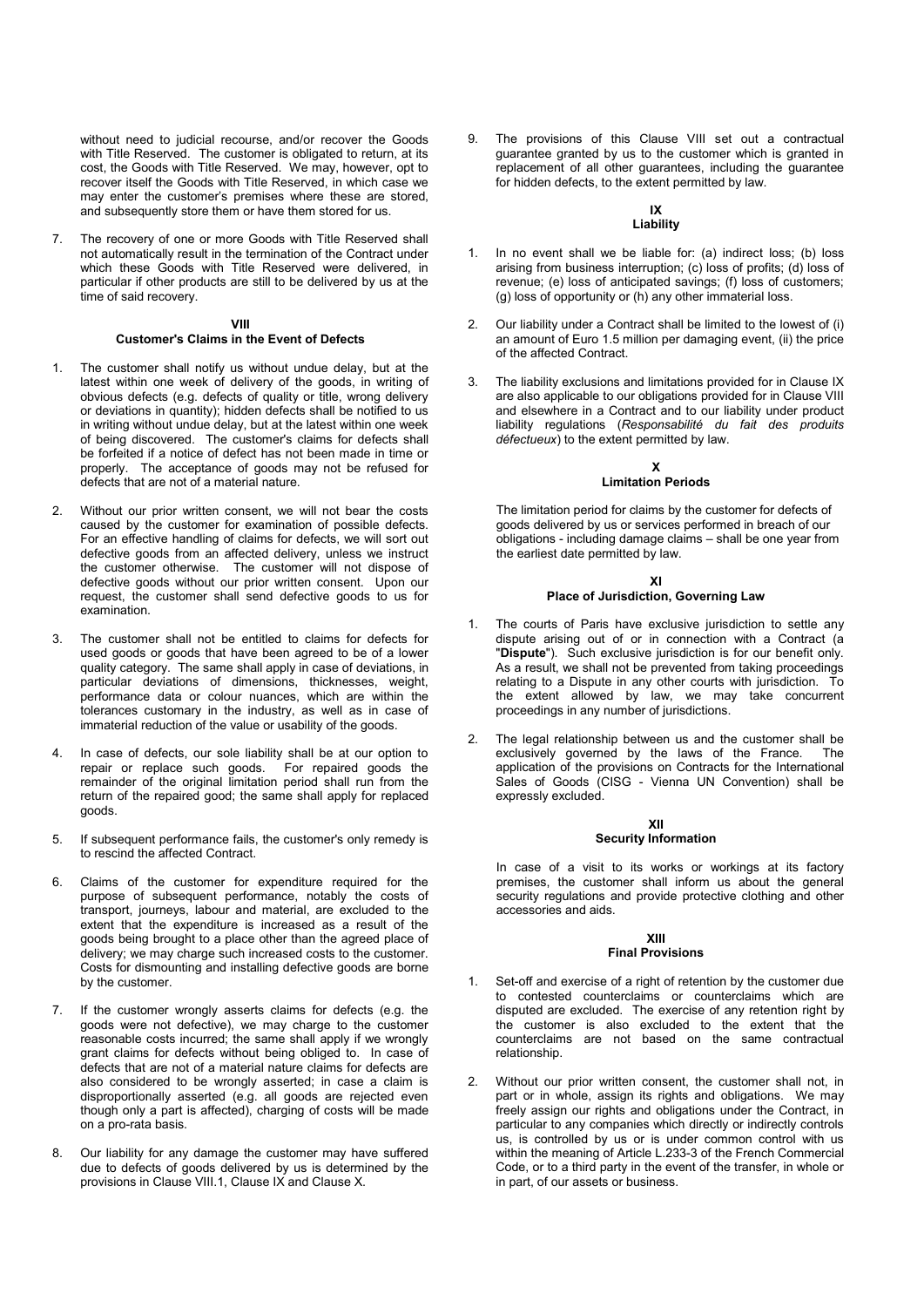without need to judicial recourse, and/or recover the Goods with Title Reserved. The customer is obligated to return, at its cost, the Goods with Title Reserved. We may, however, opt to recover itself the Goods with Title Reserved, in which case we may enter the customer's premises where these are stored, and subsequently store them or have them stored for us.

7. The recovery of one or more Goods with Title Reserved shall not automatically result in the termination of the Contract under which these Goods with Title Reserved were delivered, in particular if other products are still to be delivered by us at the time of said recovery.

## VIII
## Customer's Claims in the Event of Defects

1. The customer shall notify us without undue delay, but at the latest within one week of delivery of the goods, in writing of obvious defects (e.g. defects of quality or title, wrong delivery or deviations in quantity); hidden defects shall be notified to us in writing without undue delay, but at the latest within one week of being discovered. The customer's claims for defects shall be forfeited if a notice of defect has not been made in time or properly. The acceptance of goods may not be refused for defects that are not of a material nature.

2. Without our prior written consent, we will not bear the costs caused by the customer for examination of possible defects. For an effective handling of claims for defects, we will sort out defective goods from an affected delivery, unless we instruct the customer otherwise. The customer will not dispose of defective goods without our prior written consent. Upon our request, the customer shall send defective goods to us for examination.

3. The customer shall not be entitled to claims for defects for used goods or goods that have been agreed to be of a lower quality category. The same shall apply in case of deviations, in particular deviations of dimensions, thicknesses, weight, performance data or colour nuances, which are within the tolerances customary in the industry, as well as in case of immaterial reduction of the value or usability of the goods.

4. In case of defects, our sole liability shall be at our option to repair or replace such goods. For repaired goods the remainder of the original limitation period shall run from the return of the repaired good; the same shall apply for replaced goods.

5. If subsequent performance fails, the customer's only remedy is to rescind the affected Contract.

6. Claims of the customer for expenditure required for the purpose of subsequent performance, notably the costs of transport, journeys, labour and material, are excluded to the extent that the expenditure is increased as a result of the goods being brought to a place other than the agreed place of delivery; we may charge such increased costs to the customer. Costs for dismounting and installing defective goods are borne by the customer.

7. If the customer wrongly asserts claims for defects (e.g. the goods were not defective), we may charge to the customer reasonable costs incurred; the same shall apply if we wrongly grant claims for defects without being obliged to. In case of defects that are not of a material nature claims for defects are also considered to be wrongly asserted; in case a claim is disproportionally asserted (e.g. all goods are rejected even though only a part is affected), charging of costs will be made on a pro-rata basis.

8. Our liability for any damage the customer may have suffered due to defects of goods delivered by us is determined by the provisions in Clause VIII.1, Clause IX and Clause X.

9. The provisions of this Clause VIII set out a contractual guarantee granted by us to the customer which is granted in replacement of all other guarantees, including the guarantee for hidden defects, to the extent permitted by law.

## IX
## Liability

1. In no event shall we be liable for: (a) indirect loss; (b) loss arising from business interruption; (c) loss of profits; (d) loss of revenue; (e) loss of anticipated savings; (f) loss of customers; (g) loss of opportunity or (h) any other immaterial loss.

2. Our liability under a Contract shall be limited to the lowest of (i) an amount of Euro 1.5 million per damaging event, (ii) the price of the affected Contract.

3. The liability exclusions and limitations provided for in Clause IX are also applicable to our obligations provided for in Clause VIII and elsewhere in a Contract and to our liability under product liability regulations (*Responsabilité du fait des produits défectueux*) to the extent permitted by law.

## X
## Limitation Periods

The limitation period for claims by the customer for defects of goods delivered by us or services performed in breach of our obligations - including damage claims – shall be one year from the earliest date permitted by law.

## XI
## Place of Jurisdiction, Governing Law

1. The courts of Paris have exclusive jurisdiction to settle any dispute arising out of or in connection with a Contract (a "**Dispute**"). Such exclusive jurisdiction is for our benefit only. As a result, we shall not be prevented from taking proceedings relating to a Dispute in any other courts with jurisdiction. To the extent allowed by law, we may take concurrent proceedings in any number of jurisdictions.

2. The legal relationship between us and the customer shall be exclusively governed by the laws of the France. The application of the provisions on Contracts for the International Sales of Goods (CISG - Vienna UN Convention) shall be expressly excluded.

## XII
## Security Information

In case of a visit to its works or workings at its factory premises, the customer shall inform us about the general security regulations and provide protective clothing and other accessories and aids.

## XIII
## Final Provisions

1. Set-off and exercise of a right of retention by the customer due to contested counterclaims or counterclaims which are disputed are excluded. The exercise of any retention right by the customer is also excluded to the extent that the counterclaims are not based on the same contractual relationship.

2. Without our prior written consent, the customer shall not, in part or in whole, assign its rights and obligations. We may freely assign our rights and obligations under the Contract, in particular to any companies which directly or indirectly controls us, is controlled by us or is under common control with us within the meaning of Article L.233-3 of the French Commercial Code, or to a third party in the event of the transfer, in whole or in part, of our assets or business.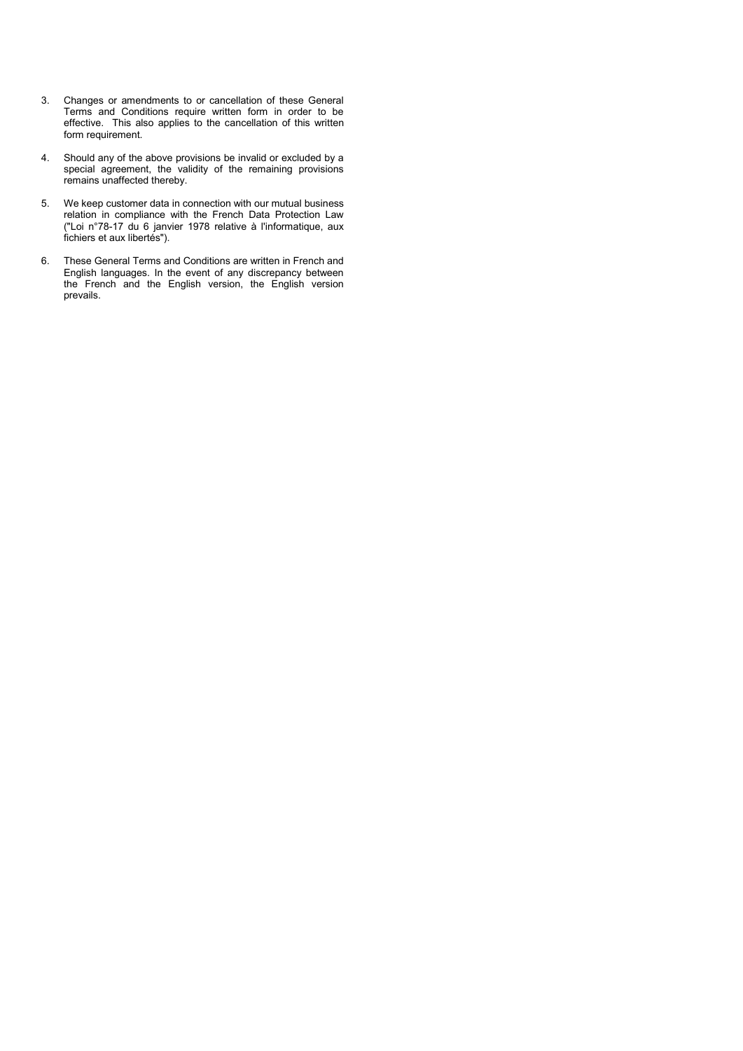3. Changes or amendments to or cancellation of these General Terms and Conditions require written form in order to be effective. This also applies to the cancellation of this written form requirement.

4. Should any of the above provisions be invalid or excluded by a special agreement, the validity of the remaining provisions remains unaffected thereby.

5. We keep customer data in connection with our mutual business relation in compliance with the French Data Protection Law ("Loi n°78-17 du 6 janvier 1978 relative à l'informatique, aux fichiers et aux libertés").

6. These General Terms and Conditions are written in French and English languages. In the event of any discrepancy between the French and the English version, the English version prevails.